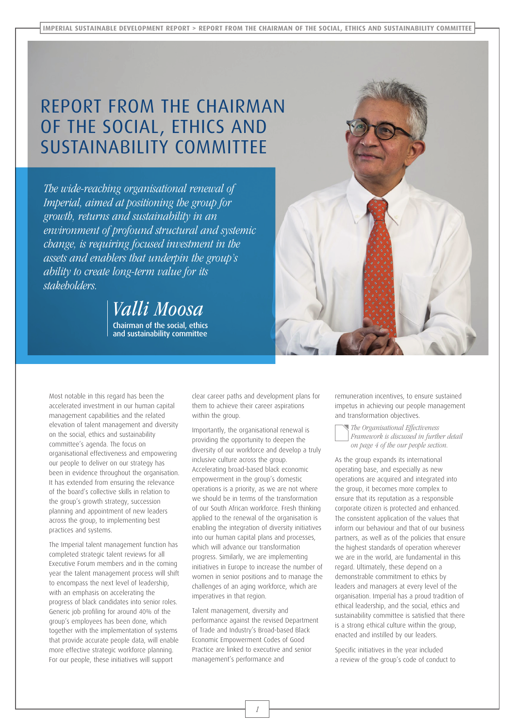# REPORT FROM THE CHAIRMAN OF THE SOCIAL, ETHICS AND SUSTAINABILITY COMMITTEE

*The wide-reaching organisational renewal of Imperial, aimed at positioning the group for growth, returns and sustainability in an environment of profound structural and systemic change, is requiring focused investment in the assets and enablers that underpin the group's ability to create long-term value for its stakeholders.*

*Valli Moosa*
**Chairman of the social, ethics and sustainability committee**

Most notable in this regard has been the accelerated investment in our human capital management capabilities and the related elevation of talent management and diversity on the social, ethics and sustainability committee's agenda. The focus on organisational effectiveness and empowering our people to deliver on our strategy has been in evidence throughout the organisation. It has extended from ensuring the relevance of the board's collective skills in relation to the group's growth strategy, succession planning and appointment of new leaders across the group, to implementing best practices and systems.

The Imperial talent management function has completed strategic talent reviews for all Executive Forum members and in the coming year the talent management process will shift to encompass the next level of leadership, with an emphasis on accelerating the progress of black candidates into senior roles. Generic job profiling for around 40% of the group's employees has been done, which together with the implementation of systems that provide accurate people data, will enable more effective strategic workforce planning. For our people, these initiatives will support clear career paths and development plans for them to achieve their career aspirations within the group.

Importantly, the organisational renewal is providing the opportunity to deepen the diversity of our workforce and develop a truly inclusive culture across the group. Accelerating broad-based black economic empowerment in the group's domestic operations is a priority, as we are not where we should be in terms of the transformation of our South African workforce. Fresh thinking applied to the renewal of the organisation is enabling the integration of diversity initiatives into our human capital plans and processes, which will advance our transformation progress. Similarly, we are implementing initiatives in Europe to increase the number of women in senior positions and to manage the challenges of an aging workforce, which are imperatives in that region.

Talent management, diversity and performance against the revised Department of Trade and Industry's Broad-based Black Economic Empowerment Codes of Good Practice are linked to executive and senior management's performance and remuneration incentives, to ensure sustained impetus in achieving our people management and transformation objectives.

*The Organisational Effectiveness Framework is discussed in further detail on page 4 of the our people section.*

As the group expands its international operating base, and especially as new operations are acquired and integrated into the group, it becomes more complex to ensure that its reputation as a responsible corporate citizen is protected and enhanced. The consistent application of the values that inform our behaviour and that of our business partners, as well as of the policies that ensure the highest standards of operation wherever we are in the world, are fundamental in this regard. Ultimately, these depend on a demonstrable commitment to ethics by leaders and managers at every level of the organisation. Imperial has a proud tradition of ethical leadership, and the social, ethics and sustainability committee is satisfied that there is a strong ethical culture within the group, enacted and instilled by our leaders.

Specific initiatives in the year included a review of the group's code of conduct to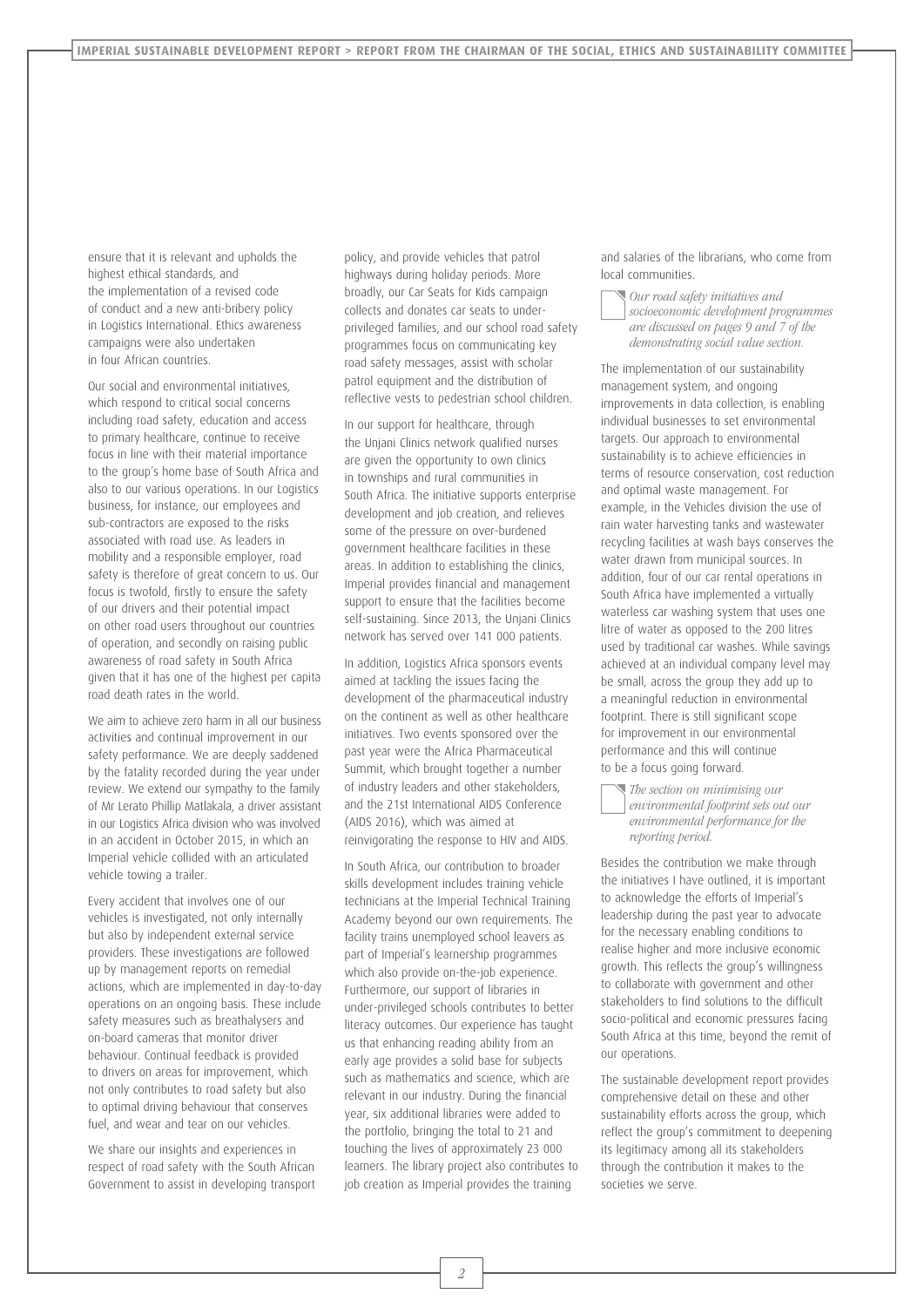ensure that it is relevant and upholds the highest ethical standards, and the implementation of a revised code of conduct and a new anti-bribery policy in Logistics International. Ethics awareness campaigns were also undertaken in four African countries.

Our social and environmental initiatives, which respond to critical social concerns including road safety, education and access to primary healthcare, continue to receive focus in line with their material importance to the group's home base of South Africa and also to our various operations. In our Logistics business, for instance, our employees and sub-contractors are exposed to the risks associated with road use. As leaders in mobility and a responsible employer, road safety is therefore of great concern to us. Our focus is twofold, firstly to ensure the safety of our drivers and their potential impact on other road users throughout our countries of operation, and secondly on raising public awareness of road safety in South Africa given that it has one of the highest per capita road death rates in the world.

We aim to achieve zero harm in all our business activities and continual improvement in our safety performance. We are deeply saddened by the fatality recorded during the year under review. We extend our sympathy to the family of Mr Lerato Phillip Matlakala, a driver assistant in our Logistics Africa division who was involved in an accident in October 2015, in which an Imperial vehicle collided with an articulated vehicle towing a trailer.

Every accident that involves one of our vehicles is investigated, not only internally but also by independent external service providers. These investigations are followed up by management reports on remedial actions, which are implemented in day-to-day operations on an ongoing basis. These include safety measures such as breathalysers and on-board cameras that monitor driver behaviour. Continual feedback is provided to drivers on areas for improvement, which not only contributes to road safety but also to optimal driving behaviour that conserves fuel, and wear and tear on our vehicles.

We share our insights and experiences in respect of road safety with the South African Government to assist in developing transport policy, and provide vehicles that patrol highways during holiday periods. More broadly, our Car Seats for Kids campaign collects and donates car seats to under-privileged families, and our school road safety programmes focus on communicating key road safety messages, assist with scholar patrol equipment and the distribution of reflective vests to pedestrian school children.

In our support for healthcare, through the Unjani Clinics network qualified nurses are given the opportunity to own clinics in townships and rural communities in South Africa. The initiative supports enterprise development and job creation, and relieves some of the pressure on over-burdened government healthcare facilities in these areas. In addition to establishing the clinics, Imperial provides financial and management support to ensure that the facilities become self-sustaining. Since 2013, the Unjani Clinics network has served over 141 000 patients.

In addition, Logistics Africa sponsors events aimed at tackling the issues facing the development of the pharmaceutical industry on the continent as well as other healthcare initiatives. Two events sponsored over the past year were the Africa Pharmaceutical Summit, which brought together a number of industry leaders and other stakeholders, and the 21st International AIDS Conference (AIDS 2016), which was aimed at reinvigorating the response to HIV and AIDS.

In South Africa, our contribution to broader skills development includes training vehicle technicians at the Imperial Technical Training Academy beyond our own requirements. The facility trains unemployed school leavers as part of Imperial's learnership programmes which also provide on-the-job experience. Furthermore, our support of libraries in under-privileged schools contributes to better literacy outcomes. Our experience has taught us that enhancing reading ability from an early age provides a solid base for subjects such as mathematics and science, which are relevant in our industry. During the financial year, six additional libraries were added to the portfolio, bringing the total to 21 and touching the lives of approximately 23 000 learners. The library project also contributes to job creation as Imperial provides the training and salaries of the librarians, who come from local communities.

*Our road safety initiatives and socioeconomic development programmes are discussed on pages 9 and 7 of the demonstrating social value section.*

The implementation of our sustainability management system, and ongoing improvements in data collection, is enabling individual businesses to set environmental targets. Our approach to environmental sustainability is to achieve efficiencies in terms of resource conservation, cost reduction and optimal waste management. For example, in the Vehicles division the use of rain water harvesting tanks and wastewater recycling facilities at wash bays conserves the water drawn from municipal sources. In addition, four of our car rental operations in South Africa have implemented a virtually waterless car washing system that uses one litre of water as opposed to the 200 litres used by traditional car washes. While savings achieved at an individual company level may be small, across the group they add up to a meaningful reduction in environmental footprint. There is still significant scope for improvement in our environmental performance and this will continue to be a focus going forward.

*The section on minimising our environmental footprint sets out our environmental performance for the reporting period.*

Besides the contribution we make through the initiatives I have outlined, it is important to acknowledge the efforts of Imperial's leadership during the past year to advocate for the necessary enabling conditions to realise higher and more inclusive economic growth. This reflects the group's willingness to collaborate with government and other stakeholders to find solutions to the difficult socio-political and economic pressures facing South Africa at this time, beyond the remit of our operations.

The sustainable development report provides comprehensive detail on these and other sustainability efforts across the group, which reflect the group's commitment to deepening its legitimacy among all its stakeholders through the contribution it makes to the societies we serve.